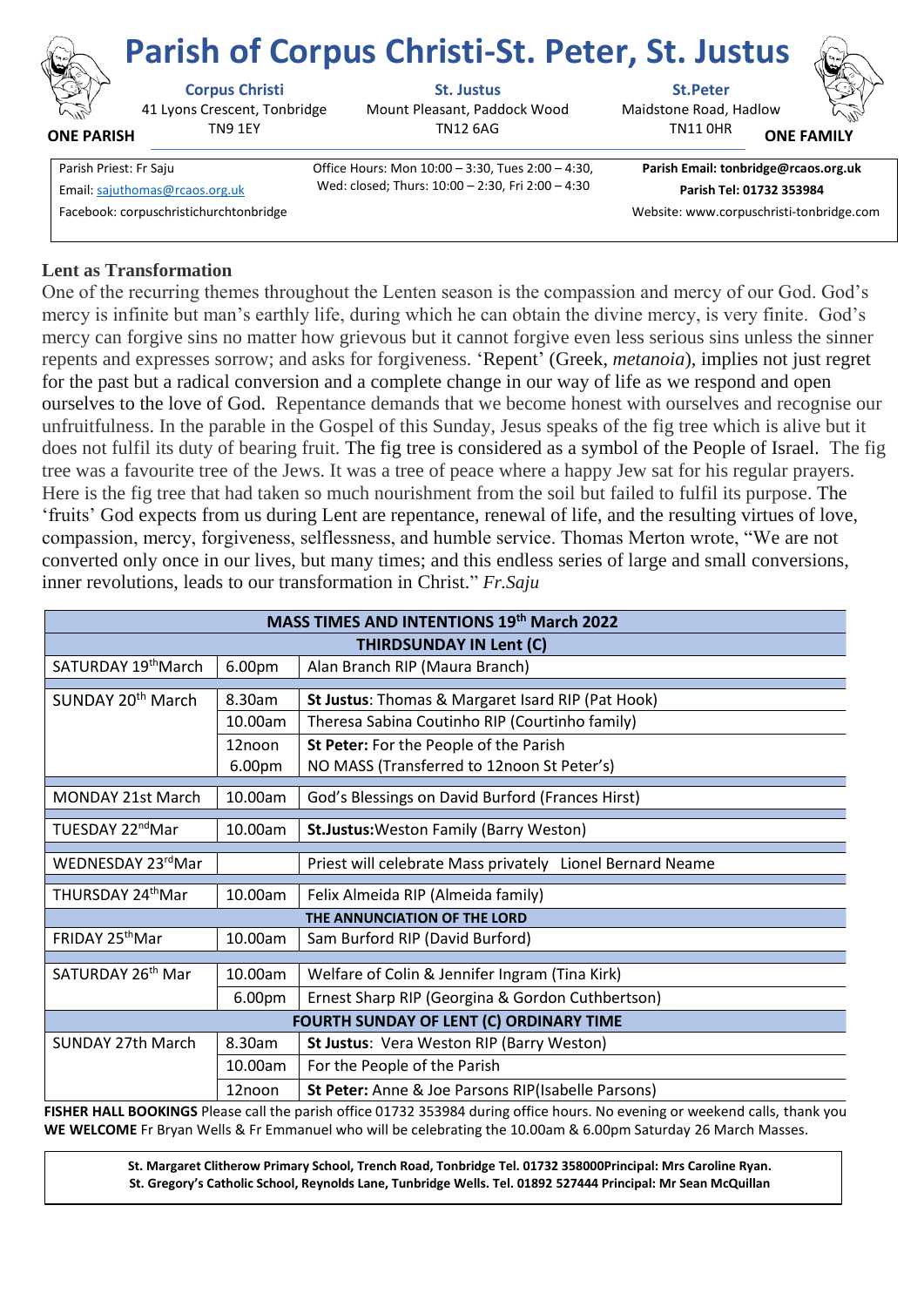# Parish of Corpus Christi-St. Peter, St. Justus

**ONE PARISH** — **ONE FAMILY**

**Corpus Christi**
41 Lyons Crescent, Tonbridge
TN9 1EY

**St. Justus**
Mount Pleasant, Paddock Wood
TN12 6AG

**St.Peter**
Maidstone Road, Hadlow
TN11 0HR

Parish Priest: Fr Saju
Email: sajuthomas@rcaos.org.uk
Facebook: corpuschristichurchtonbridge

Office Hours: Mon 10:00 – 3:30, Tues 2:00 – 4:30, Wed: closed; Thurs: 10:00 – 2:30, Fri 2:00 – 4:30

**Parish Email: tonbridge@rcaos.org.uk**
**Parish Tel: 01732 353984**
Website: www.corpuschristi-tonbridge.com

## Lent as Transformation

One of the recurring themes throughout the Lenten season is the compassion and mercy of our God. God's mercy is infinite but man's earthly life, during which he can obtain the divine mercy, is very finite. God's mercy can forgive sins no matter how grievous but it cannot forgive even less serious sins unless the sinner repents and expresses sorrow; and asks for forgiveness. 'Repent' (Greek, *metanoia*), implies not just regret for the past but a radical conversion and a complete change in our way of life as we respond and open ourselves to the love of God. Repentance demands that we become honest with ourselves and recognise our unfruitfulness. In the parable in the Gospel of this Sunday, Jesus speaks of the fig tree which is alive but it does not fulfil its duty of bearing fruit. The fig tree is considered as a symbol of the People of Israel. The fig tree was a favourite tree of the Jews. It was a tree of peace where a happy Jew sat for his regular prayers. Here is the fig tree that had taken so much nourishment from the soil but failed to fulfil its purpose. The 'fruits' God expects from us during Lent are repentance, renewal of life, and the resulting virtues of love, compassion, mercy, forgiveness, selflessness, and humble service. Thomas Merton wrote, "We are not converted only once in our lives, but many times; and this endless series of large and small conversions, inner revolutions, leads to our transformation in Christ." *Fr.Saju*

| MASS TIMES AND INTENTIONS 19th March 2022 | | |
|---|---|---|
| **THIRDSUNDAY IN Lent (C)** | | |
| SATURDAY 19thMarch | 6.00pm | Alan Branch RIP (Maura Branch) |
| SUNDAY 20th March | 8.30am | **St Justus**: Thomas & Margaret Isard RIP (Pat Hook) |
| | 10.00am | Theresa Sabina Coutinho RIP (Courtinho family) |
| | 12noon | **St Peter:** For the People of the Parish |
| | 6.00pm | NO MASS (Transferred to 12noon St Peter's) |
| MONDAY 21st March | 10.00am | God's Blessings on David Burford (Frances Hirst) |
| TUESDAY 22ndMar | 10.00am | **St.Justus:**Weston Family (Barry Weston) |
| WEDNESDAY 23rdMar | | Priest will celebrate Mass privately Lionel Bernard Neame |
| THURSDAY 24thMar | 10.00am | Felix Almeida RIP (Almeida family) |
| **THE ANNUNCIATION OF THE LORD** | | |
| FRIDAY 25thMar | 10.00am | Sam Burford RIP (David Burford) |
| SATURDAY 26th Mar | 10.00am | Welfare of Colin & Jennifer Ingram (Tina Kirk) |
| | 6.00pm | Ernest Sharp RIP (Georgina & Gordon Cuthbertson) |
| **FOURTH SUNDAY OF LENT (C) ORDINARY TIME** | | |
| SUNDAY 27th March | 8.30am | **St Justus**: Vera Weston RIP (Barry Weston) |
| | 10.00am | For the People of the Parish |
| | 12noon | **St Peter:** Anne & Joe Parsons RIP(Isabelle Parsons) |

**FISHER HALL BOOKINGS** Please call the parish office 01732 353984 during office hours. No evening or weekend calls, thank you

**WE WELCOME** Fr Bryan Wells & Fr Emmanuel who will be celebrating the 10.00am & 6.00pm Saturday 26 March Masses.

**St. Margaret Clitherow Primary School, Trench Road, Tonbridge Tel. 01732 358000Principal: Mrs Caroline Ryan.**
**St. Gregory's Catholic School, Reynolds Lane, Tunbridge Wells. Tel. 01892 527444 Principal: Mr Sean McQuillan**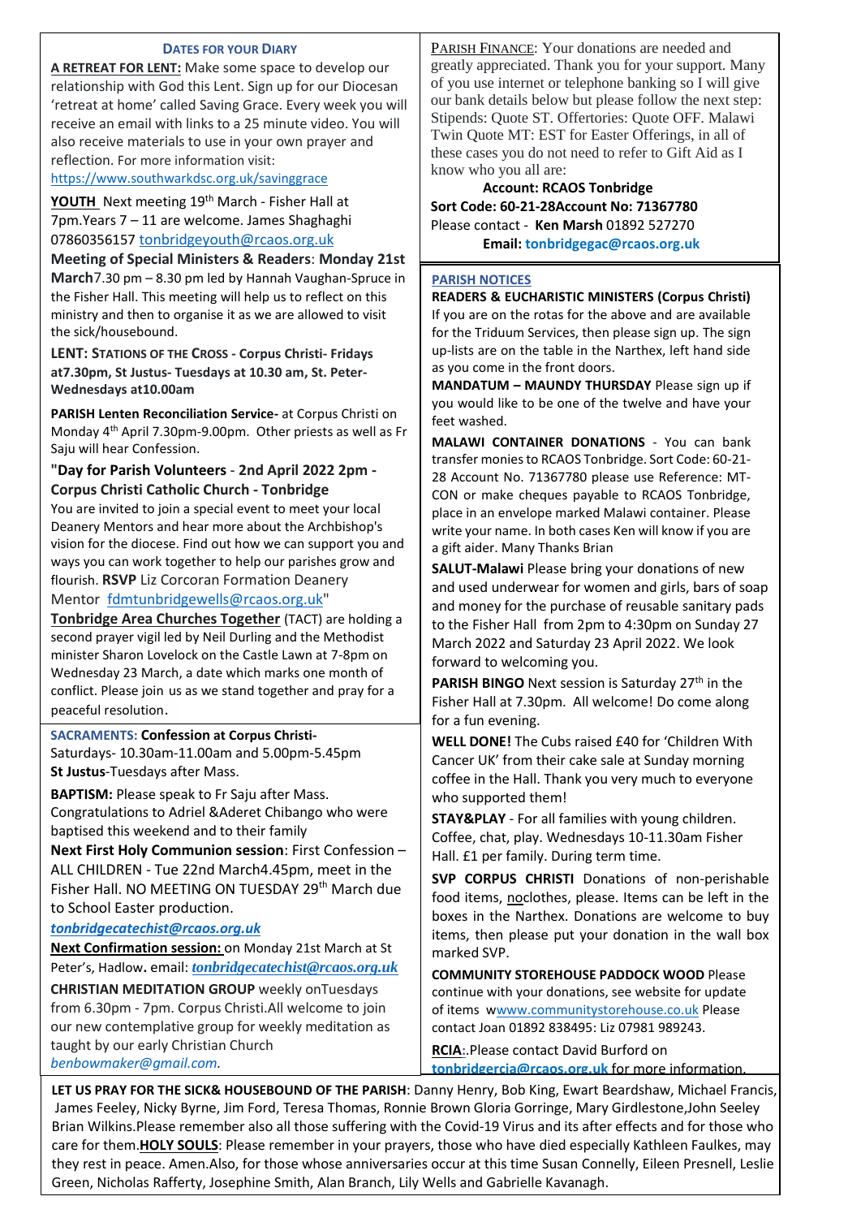## Dates for your Diary

**A RETREAT FOR LENT:** Make some space to develop our relationship with God this Lent. Sign up for our Diocesan 'retreat at home' called Saving Grace. Every week you will receive an email with links to a 25 minute video. You will also receive materials to use in your own prayer and reflection. For more information visit: https://www.southwarkdsc.org.uk/savinggrace

**YOUTH** Next meeting 19th March - Fisher Hall at 7pm.Years 7 – 11 are welcome. James Shaghaghi 07860356157 tonbridgeyouth@rcaos.org.uk

**Meeting of Special Ministers & Readers**: **Monday 21st March**7.30 pm – 8.30 pm led by Hannah Vaughan-Spruce in the Fisher Hall. This meeting will help us to reflect on this ministry and then to organise it as we are allowed to visit the sick/housebound.

**LENT: STATIONS OF THE CROSS - Corpus Christi- Fridays at7.30pm, St Justus- Tuesdays at 10.30 am, St. Peter- Wednesdays at10.00am**

**PARISH Lenten Reconciliation Service-** at Corpus Christi on Monday 4th April 7.30pm-9.00pm. Other priests as well as Fr Saju will hear Confession.

**"Day for Parish Volunteers - 2nd April 2022 2pm - Corpus Christi Catholic Church - Tonbridge**
You are invited to join a special event to meet your local Deanery Mentors and hear more about the Archbishop's vision for the diocese. Find out how we can support you and ways you can work together to help our parishes grow and flourish. **RSVP** Liz Corcoran Formation Deanery Mentor fdmtunbridgewells@rcaos.org.uk"

**Tonbridge Area Churches Together** (TACT) are holding a second prayer vigil led by Neil Durling and the Methodist minister Sharon Lovelock on the Castle Lawn at 7-8pm on Wednesday 23 March, a date which marks one month of conflict. Please join us as we stand together and pray for a peaceful resolution.

**SACRAMENTS: Confession at Corpus Christi-** Saturdays- 10.30am-11.00am and 5.00pm-5.45pm
**St Justus**-Tuesdays after Mass.

**BAPTISM:** Please speak to Fr Saju after Mass. Congratulations to Adriel &Aderet Chibango who were baptised this weekend and to their family

**Next First Holy Communion session**: First Confession – ALL CHILDREN - Tue 22nd March4.45pm, meet in the Fisher Hall. NO MEETING ON TUESDAY 29th March due to School Easter production.

***tonbridgecatechist@rcaos.org.uk***

**Next Confirmation session:** on Monday 21st March at St Peter's, Hadlow**.** email: ***tonbridgecatechist@rcaos.org.uk***

**CHRISTIAN MEDITATION GROUP** weekly onTuesdays from 6.30pm - 7pm. Corpus Christi.All welcome to join our new contemplative group for weekly meditation as taught by our early Christian Church *benbowmaker@gmail.com.*

PARISH FINANCE: Your donations are needed and greatly appreciated. Thank you for your support. Many of you use internet or telephone banking so I will give our bank details below but please follow the next step: Stipends: Quote ST. Offertories: Quote OFF. Malawi Twin Quote MT: EST for Easter Offerings, in all of these cases you do not need to refer to Gift Aid as I know who you all are:

**Account: RCAOS Tonbridge**
**Sort Code: 60-21-28Account No: 71367780**
Please contact - **Ken Marsh** 01892 527270
**Email: tonbridgegac@rcaos.org.uk**

## PARISH NOTICES

**READERS & EUCHARISTIC MINISTERS (Corpus Christi)** If you are on the rotas for the above and are available for the Triduum Services, then please sign up. The sign up-lists are on the table in the Narthex, left hand side as you come in the front doors.

**MANDATUM – MAUNDY THURSDAY** Please sign up if you would like to be one of the twelve and have your feet washed.

**MALAWI CONTAINER DONATIONS** - You can bank transfer monies to RCAOS Tonbridge. Sort Code: 60-21-28 Account No. 71367780 please use Reference: MT-CON or make cheques payable to RCAOS Tonbridge, place in an envelope marked Malawi container. Please write your name. In both cases Ken will know if you are a gift aider. Many Thanks Brian

**SALUT-Malawi** Please bring your donations of new and used underwear for women and girls, bars of soap and money for the purchase of reusable sanitary pads to the Fisher Hall from 2pm to 4:30pm on Sunday 27 March 2022 and Saturday 23 April 2022. We look forward to welcoming you.

**PARISH BINGO** Next session is Saturday 27th in the Fisher Hall at 7.30pm. All welcome! Do come along for a fun evening.

**WELL DONE!** The Cubs raised £40 for 'Children With Cancer UK' from their cake sale at Sunday morning coffee in the Hall. Thank you very much to everyone who supported them!

**STAY&PLAY** - For all families with young children. Coffee, chat, play. Wednesdays 10-11.30am Fisher Hall. £1 per family. During term time.

**SVP CORPUS CHRISTI** Donations of non-perishable food items, noclothes, please. Items can be left in the boxes in the Narthex. Donations are welcome to buy items, then please put your donation in the wall box marked SVP.

**COMMUNITY STOREHOUSE PADDOCK WOOD** Please continue with your donations, see website for update of items wwww.communitystorehouse.co.uk Please contact Joan 01892 838495: Liz 07981 989243.

**RCIA**:.Please contact David Burford on **tonbridgercia@rcaos.org.uk** for more information.

**LET US PRAY FOR THE SICK& HOUSEBOUND OF THE PARISH**: Danny Henry, Bob King, Ewart Beardshaw, Michael Francis, James Feeley, Nicky Byrne, Jim Ford, Teresa Thomas, Ronnie Brown Gloria Gorringe, Mary Girdlestone,John Seeley Brian Wilkins.Please remember also all those suffering with the Covid-19 Virus and its after effects and for those who care for them.**HOLY SOULS**: Please remember in your prayers, those who have died especially Kathleen Faulkes, may they rest in peace. Amen.Also, for those whose anniversaries occur at this time Susan Connelly, Eileen Presnell, Leslie Green, Nicholas Rafferty, Josephine Smith, Alan Branch, Lily Wells and Gabrielle Kavanagh.